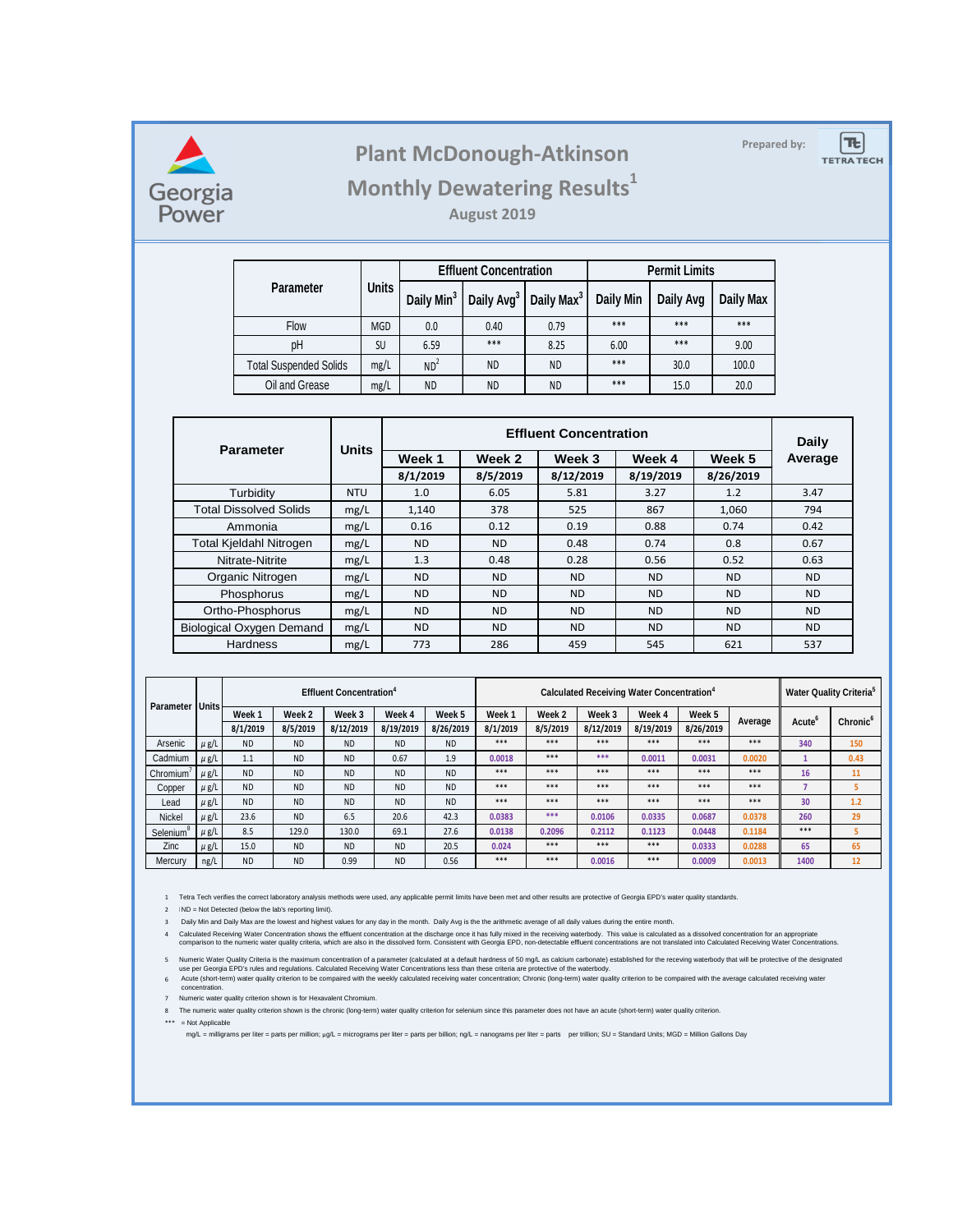Georgia Power

# Plant McDonough-Atkinson

## Monthly Dewatering Results[1]

### August 2019

Prepared by: TETRA TECH

| Parameter | Units | Effluent Concentration | | | Permit Limits | | |
|---|---|---|---|---|---|---|---|
| | | Daily Min[3] | Daily Avg[3] | Daily Max[3] | Daily Min | Daily Avg | Daily Max |
| Flow | MGD | 0.0 | 0.40 | 0.79 | *** | *** | *** |
| pH | SU | 6.59 | *** | 8.25 | 6.00 | *** | 9.00 |
| Total Suspended Solids | mg/L | ND[2] | ND | ND | *** | 30.0 | 100.0 |
| Oil and Grease | mg/L | ND | ND | ND | *** | 15.0 | 20.0 |

| Parameter | Units | Effluent Concentration | | | | | Daily Average |
|---|---|---|---|---|---|---|---|
| | | Week 1 | Week 2 | Week 3 | Week 4 | Week 5 | |
| | | 8/1/2019 | 8/5/2019 | 8/12/2019 | 8/19/2019 | 8/26/2019 | |
| Turbidity | NTU | 1.0 | 6.05 | 5.81 | 3.27 | 1.2 | 3.47 |
| Total Dissolved Solids | mg/L | 1,140 | 378 | 525 | 867 | 1,060 | 794 |
| Ammonia | mg/L | 0.16 | 0.12 | 0.19 | 0.88 | 0.74 | 0.42 |
| Total Kjeldahl Nitrogen | mg/L | ND | ND | 0.48 | 0.74 | 0.8 | 0.67 |
| Nitrate-Nitrite | mg/L | 1.3 | 0.48 | 0.28 | 0.56 | 0.52 | 0.63 |
| Organic Nitrogen | mg/L | ND | ND | ND | ND | ND | ND |
| Phosphorus | mg/L | ND | ND | ND | ND | ND | ND |
| Ortho-Phosphorus | mg/L | ND | ND | ND | ND | ND | ND |
| Biological Oxygen Demand | mg/L | ND | ND | ND | ND | ND | ND |
| Hardness | mg/L | 773 | 286 | 459 | 545 | 621 | 537 |

| Parameter | Units | Effluent Concentration[4] | | | | | Calculated Receiving Water Concentration[4] | | | | | | Water Quality Criteria[5] | |
|---|---|---|---|---|---|---|---|---|---|---|---|---|---|---|
| | | Week 1 | Week 2 | Week 3 | Week 4 | Week 5 | Week 1 | Week 2 | Week 3 | Week 4 | Week 5 | Average | Acute[6] | Chronic[6] |
| | | 8/1/2019 | 8/5/2019 | 8/12/2019 | 8/19/2019 | 8/26/2019 | 8/1/2019 | 8/5/2019 | 8/12/2019 | 8/19/2019 | 8/26/2019 | | | |
| Arsenic | µg/L | ND | ND | ND | ND | ND | *** | *** | *** | *** | *** | *** | 340 | 150 |
| Cadmium | µg/L | 1.1 | ND | ND | 0.67 | 1.9 | 0.0018 | *** | *** | 0.0011 | 0.0031 | 0.0020 | 1 | 0.43 |
| Chromium[7] | µg/L | ND | ND | ND | ND | ND | *** | *** | *** | *** | *** | *** | 16 | 11 |
| Copper | µg/L | ND | ND | ND | ND | ND | *** | *** | *** | *** | *** | *** | 7 | 5 |
| Lead | µg/L | ND | ND | ND | ND | ND | *** | *** | *** | *** | *** | *** | 30 | 1.2 |
| Nickel | µg/L | 23.6 | ND | 6.5 | 20.6 | 42.3 | 0.0383 | *** | 0.0106 | 0.0335 | 0.0687 | 0.0378 | 260 | 29 |
| Selenium[8] | µg/L | 8.5 | 129.0 | 130.0 | 69.1 | 27.6 | 0.0138 | 0.2096 | 0.2112 | 0.1123 | 0.0448 | 0.1184 | *** | 5 |
| Zinc | µg/L | 15.0 | ND | ND | ND | 20.5 | 0.024 | *** | *** | *** | 0.0333 | 0.0288 | 65 | 65 |
| Mercury | ng/L | ND | ND | 0.99 | ND | 0.56 | *** | *** | 0.0016 | *** | 0.0009 | 0.0013 | 1400 | 12 |

1 Tetra Tech verifies the correct laboratory analysis methods were used, any applicable permit limits have been met and other results are protective of Georgia EPD's water quality standards.

2 ND = Not Detected (below the lab's reporting limit).

3 Daily Min and Daily Max are the lowest and highest values for any day in the month. Daily Avg is the the arithmetic average of all daily values during the entire month.

4 Calculated Receiving Water Concentration shows the effluent concentration at the discharge once it has fully mixed in the receiving waterbody. This value is calculated as a dissolved concentration for an appropriate comparison to the numeric water quality criteria, which are also in the dissolved form. Consistent with Georgia EPD, non-detectable effluent concentrations are not translated into Calculated Receiving Water Concentrations.

5 Numeric Water Quality Criteria is the maximum concentration of a parameter (calculated at a default hardness of 50 mg/L as calcium carbonate) established for the receving waterbody that will be protective of the designated use per Georgia EPD's rules and regulations. Calculated Receiving Water Concentrations less than these criteria are protective of the waterbody.

6 Acute (short-term) water quality criterion to be compared with the weekly calculated receiving water concentration; Chronic (long-term) water quality criterion to be compared with the average calculated receiving water concentration.

7 Numeric water quality criterion shown is for Hexavalent Chromium.

8 The numeric water quality criterion shown is the chronic (long-term) water quality criterion for selenium since this parameter does not have an acute (short-term) water quality criterion.

*** = Not Applicable

mg/L = milligrams per liter = parts per million; µg/L = micrograms per liter = parts per billion; ng/L = nanograms per liter = parts per trillion; SU = Standard Units; MGD = Million Gallons Day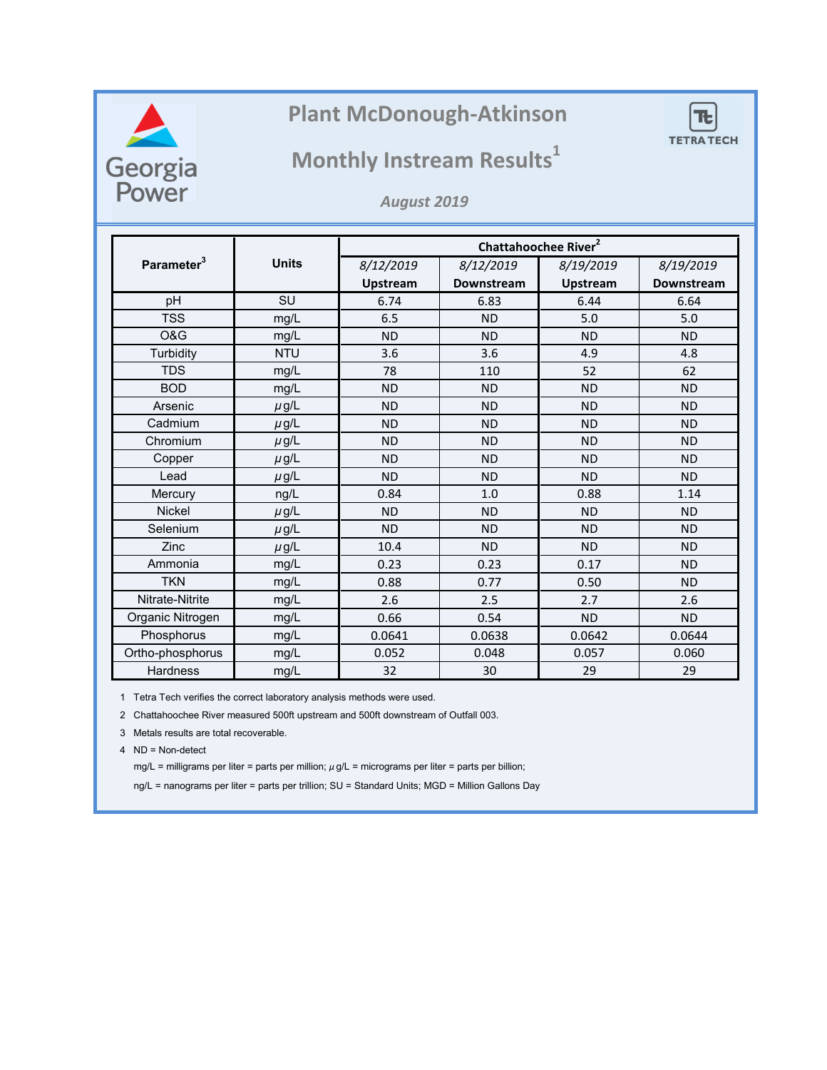# Plant McDonough-Atkinson

## Monthly Instream Results[1]

*August 2019*

| Parameter[3] | Units | Chattahoochee River[2] | | | |
|---|---|---|---|---|---|
| | | *8/12/2019* **Upstream** | *8/12/2019* **Downstream** | *8/19/2019* **Upstream** | *8/19/2019* **Downstream** |
| pH | SU | 6.74 | 6.83 | 6.44 | 6.64 |
| TSS | mg/L | 6.5 | ND | 5.0 | 5.0 |
| O&G | mg/L | ND | ND | ND | ND |
| Turbidity | NTU | 3.6 | 3.6 | 4.9 | 4.8 |
| TDS | mg/L | 78 | 110 | 52 | 62 |
| BOD | mg/L | ND | ND | ND | ND |
| Arsenic | μg/L | ND | ND | ND | ND |
| Cadmium | μg/L | ND | ND | ND | ND |
| Chromium | μg/L | ND | ND | ND | ND |
| Copper | μg/L | ND | ND | ND | ND |
| Lead | μg/L | ND | ND | ND | ND |
| Mercury | ng/L | 0.84 | 1.0 | 0.88 | 1.14 |
| Nickel | μg/L | ND | ND | ND | ND |
| Selenium | μg/L | ND | ND | ND | ND |
| Zinc | μg/L | 10.4 | ND | ND | ND |
| Ammonia | mg/L | 0.23 | 0.23 | 0.17 | ND |
| TKN | mg/L | 0.88 | 0.77 | 0.50 | ND |
| Nitrate-Nitrite | mg/L | 2.6 | 2.5 | 2.7 | 2.6 |
| Organic Nitrogen | mg/L | 0.66 | 0.54 | ND | ND |
| Phosphorus | mg/L | 0.0641 | 0.0638 | 0.0642 | 0.0644 |
| Ortho-phosphorus | mg/L | 0.052 | 0.048 | 0.057 | 0.060 |
| Hardness | mg/L | 32 | 30 | 29 | 29 |

1 Tetra Tech verifies the correct laboratory analysis methods were used.

2 Chattahoochee River measured 500ft upstream and 500ft downstream of Outfall 003.

3 Metals results are total recoverable.

4 ND = Non-detect

mg/L = milligrams per liter = parts per million; μg/L = micrograms per liter = parts per billion;

ng/L = nanograms per liter = parts per trillion; SU = Standard Units; MGD = Million Gallons Day